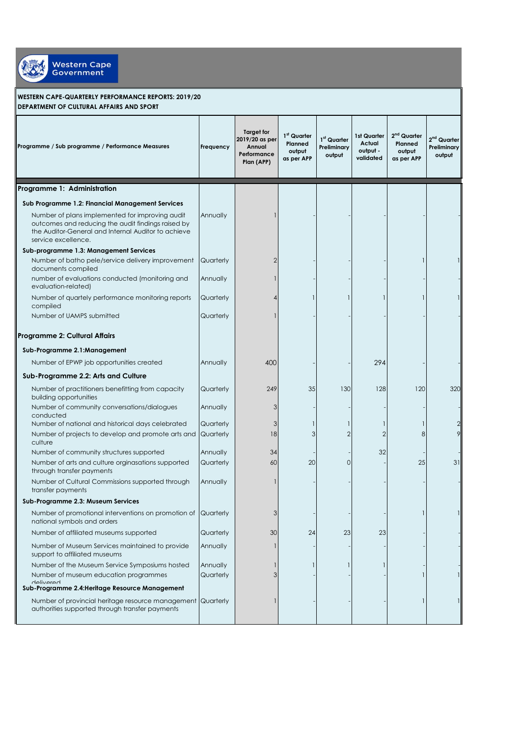**WESTERN CAPE-QUARTERLY PERFORMANCE REPORTS: 2019/20**
**DEPARTMENT OF CULTURAL AFFAIRS AND SPORT**

| Programme / Sub programme / Performance Measures | Frequency | Target for 2019/20 as per Annual Performance Plan (APP) | 1st Quarter Planned output as per APP | 1st Quarter Preliminary output | 1st Quarter Actual output - validated | 2nd Quarter Planned output as per APP | 2nd Quarter Preliminary output |
|---|---|---|---|---|---|---|---|
| **Programme 1: Administration** | | | | | | | |
| **Sub Programme 1.2: Financial Management Services** | | | | | | | |
| Number of plans implemented for improving audit outcomes and reducing the audit findings raised by the Auditor-General and Internal Auditor to achieve service excellence. | Annually | 1 | - | - | - | - | - |
| **Sub-programme 1.3: Management Services** | | | | | | | |
| Number of batho pele/service delivery improvement documents compiled | Quarterly | 2 | - | - | - | 1 | 1 |
| number of evaluations conducted (monitoring and evaluation-related) | Annually | 1 | - | - | - | - | - |
| Number of quartely performance monitoring reports compiled | Quarterly | 4 | 1 | 1 | 1 | 1 | 1 |
| Number of UAMPS submitted | Quarterly | 1 | - | - | - | - | - |
| **Programme 2: Cultural Affairs** | | | | | | | |
| **Sub-Programme 2.1:Management** | | | | | | | |
| Number of EPWP job opportunities created | Annually | 400 | - | - | 294 | - | - |
| **Sub-Programme 2.2: Arts and Culture** | | | | | | | |
| Number of practitioners benefitting from capacity building opportunities | Quarterly | 249 | 35 | 130 | 128 | 120 | 320 |
| Number of community conversations/dialogues conducted | Annually | 3 | - | - | - | - | - |
| Number of national and historical days celebrated | Quarterly | 3 | 1 | 1 | 1 | 1 | 2 |
| Number of projects to develop and promote arts and culture | Quarterly | 18 | 3 | 2 | 2 | 8 | 9 |
| Number of community structures supported | Annually | 34 | - | - | 32 | - | - |
| Number of arts and culture orginasations supported through transfer payments | Quarterly | 60 | 20 | 0 | - | 25 | 31 |
| Number of Cultural Commissions supported through transfer payments | Annually | 1 | - | - | - | - | - |
| **Sub-Programme 2.3: Museum Services** | | | | | | | |
| Number of promotional interventions on promotion of national symbols and orders | Quarterly | 3 | - | - | - | 1 | 1 |
| Number of affiliated museums supported | Quarterly | 30 | 24 | 23 | 23 | - | - |
| Number of Museum Services maintained to provide support to affiliated museums | Annually | 1 | - | - | - | - | - |
| Number of the Museum Service Symposiums hosted | Annually | 1 | 1 | 1 | 1 | - | - |
| Number of museum education programmes delivered | Quarterly | 3 | - | - | - | 1 | 1 |
| **Sub-Programme 2.4:Heritage Resource Management** | | | | | | | |
| Number of provincial heritage resource management authorities supported through transfer payments | Quarterly | 1 | - | - | - | 1 | 1 |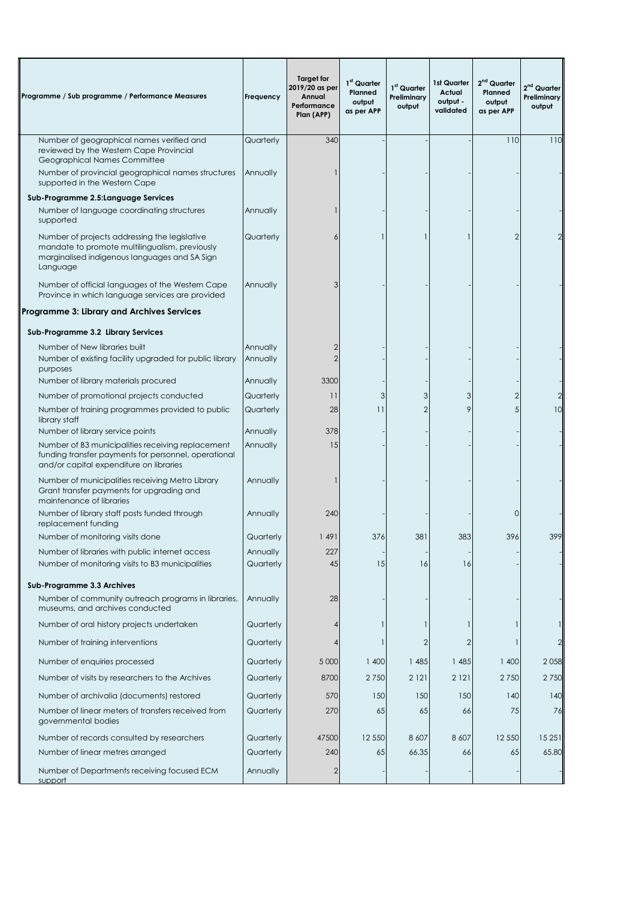| Programme / Sub programme / Performance Measures | Frequency | Target for 2019/20 as per Annual Performance Plan (APP) | 1st Quarter Planned output as per APP | 1st Quarter Preliminary output | 1st Quarter Actual output - validated | 2nd Quarter Planned output as per APP | 2nd Quarter Preliminary output |
|---|---|---|---|---|---|---|---|
| Number of geographical names verified and reviewed by the Western Cape Provincial Geographical Names Committee | Quarterly | 340 | - | - | - | 110 | 110 |
| Number of provincial geographical names structures supported in the Western Cape | Annually | 1 | - | - | - | - | - |
| **Sub-Programme 2.5:Language Services** | | | | | | | |
| Number of language coordinating structures supported | Annually | 1 | - | - | - | - | - |
| Number of projects addressing the legislative mandate to promote multilingualism, previously marginalised indigenous languages and SA Sign Language | Quarterly | 6 | 1 | 1 | 1 | 2 | 2 |
| Number of official languages of the Western Cape Province in which language services are provided | Annually | 3 | - | - | - | - | - |
| **Programme 3: Library and Archives Services** | | | | | | | |
| **Sub-Programme 3.2 Library Services** | | | | | | | |
| Number of New libraries built | Annually | 2 | - | - | - | - | - |
| Number of existing facility upgraded for public library purposes | Annually | 2 | - | - | - | - | - |
| Number of library materials procured | Annually | 3300 | - | - | - | - | - |
| Number of promotional projects conducted | Quarterly | 11 | 3 | 3 | 3 | 2 | 2 |
| Number of training programmes provided to public library staff | Quarterly | 28 | 11 | 2 | 9 | 5 | 10 |
| Number of library service points | Annually | 378 | - | - | - | - | - |
| Number of B3 municipalities receiving replacement funding transfer payments for personnel, operational and/or capital expenditure on libraries | Annually | 15 | - | - | - | - | - |
| Number of municipalities receiving Metro Library Grant transfer payments for upgrading and maintenance of libraries | Annually | 1 | - | - | - | - | - |
| Number of library staff posts funded through replacement funding | Annually | 240 | - | - | - | 0 | - |
| Number of monitoring visits done | Quarterly | 1 491 | 376 | 381 | 383 | 396 | 399 |
| Number of libraries with public internet access | Annually | 227 | - | - | - | - | - |
| Number of monitoring visits to B3 municipalities | Quarterly | 45 | 15 | 16 | 16 | - | - |
| **Sub-Programme 3.3 Archives** | | | | | | | |
| Number of community outreach programs in libraries, museums, and archives conducted | Annually | 28 | - | - | - | - | - |
| Number of oral history projects undertaken | Quarterly | 4 | 1 | 1 | 1 | 1 | 1 |
| Number of training interventions | Quarterly | 4 | 1 | 2 | 2 | 1 | 2 |
| Number of enquiries processed | Quarterly | 5 000 | 1 400 | 1 485 | 1 485 | 1 400 | 2 058 |
| Number of visits by researchers to the Archives | Quarterly | 8700 | 2 750 | 2 121 | 2 121 | 2 750 | 2 750 |
| Number of archivalia (documents) restored | Quarterly | 570 | 150 | 150 | 150 | 140 | 140 |
| Number of linear meters of transfers received from governmental bodies | Quarterly | 270 | 65 | 65 | 66 | 75 | 76 |
| Number of records consulted by researchers | Quarterly | 47500 | 12 550 | 8 607 | 8 607 | 12 550 | 15 251 |
| Number of linear metres arranged | Quarterly | 240 | 65 | 66.35 | 66 | 65 | 65.80 |
| Number of Departments receiving focused ECM support | Annually | 2 | - | - | - | - | - |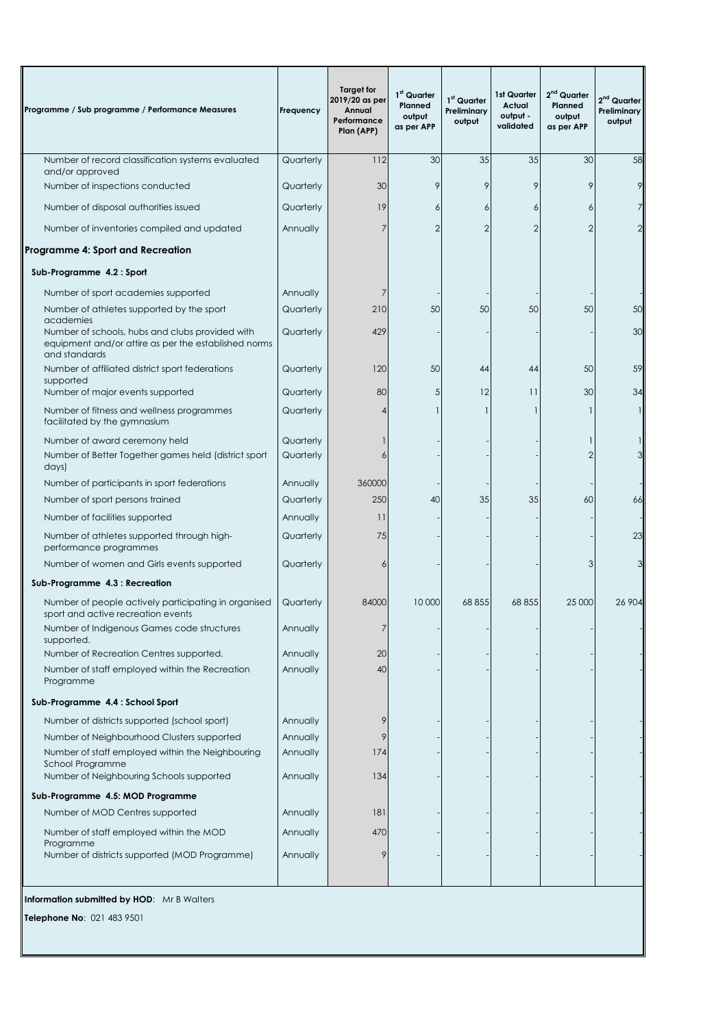| Programme / Sub programme / Performance Measures | Frequency | Target for 2019/20 as per Annual Performance Plan (APP) | 1st Quarter Planned output as per APP | 1st Quarter Preliminary output | 1st Quarter Actual output - validated | 2nd Quarter Planned output as per APP | 2nd Quarter Preliminary output |
|---|---|---|---|---|---|---|---|
| Number of record classification systems evaluated and/or approved | Quarterly | 112 | 30 | 35 | 35 | 30 | 58 |
| Number of inspections conducted | Quarterly | 30 | 9 | 9 | 9 | 9 | 9 |
| Number of disposal authorities issued | Quarterly | 19 | 6 | 6 | 6 | 6 | 7 |
| Number of inventories compiled and updated | Annually | 7 | 2 | 2 | 2 | 2 | 2 |
| **Programme 4: Sport and Recreation** | | | | | | | |
| **Sub-Programme 4.2 : Sport** | | | | | | | |
| Number of sport academies supported | Annually | 7 | - | - | - | - | - |
| Number of athletes supported by the sport academies | Quarterly | 210 | 50 | 50 | 50 | 50 | 50 |
| Number of schools, hubs and clubs provided with equipment and/or attire as per the established norms and standards | Quarterly | 429 | - | - | - | - | 30 |
| Number of affiliated district sport federations supported | Quarterly | 120 | 50 | 44 | 44 | 50 | 59 |
| Number of major events supported | Quarterly | 80 | 5 | 12 | 11 | 30 | 34 |
| Number of fitness and wellness programmes facilitated by the gymnasium | Quarterly | 4 | 1 | 1 | 1 | 1 | 1 |
| Number of award ceremony held | Quarterly | 1 | - | - | - | 1 | 1 |
| Number of Better Together games held (district sport days) | Quarterly | 6 | - | - | - | 2 | 3 |
| Number of participants in sport federations | Annually | 360000 | - | - | - | - | - |
| Number of sport persons trained | Quarterly | 250 | 40 | 35 | 35 | 60 | 66 |
| Number of facilities supported | Annually | 11 | - | - | - | - | - |
| Number of athletes supported through high-performance programmes | Quarterly | 75 | - | - | - | - | 23 |
| Number of women and Girls events supported | Quarterly | 6 | - | - | - | 3 | 3 |
| **Sub-Programme 4.3 : Recreation** | | | | | | | |
| Number of people actively participating in organised sport and active recreation events | Quarterly | 84000 | 10 000 | 68 855 | 68 855 | 25 000 | 26 904 |
| Number of Indigenous Games code structures supported. | Annually | 7 | - | - | - | - | - |
| Number of Recreation Centres supported. | Annually | 20 | - | - | - | - | - |
| Number of staff employed within the Recreation Programme | Annually | 40 | - | - | - | - | - |
| **Sub-Programme 4.4 : School Sport** | | | | | | | |
| Number of districts supported (school sport) | Annually | 9 | - | - | - | - | - |
| Number of Neighbourhood Clusters supported | Annually | 9 | - | - | - | - | - |
| Number of staff employed within the Neighbouring School Programme | Annually | 174 | - | - | - | - | - |
| Number of Neighbouring Schools supported | Annually | 134 | - | - | - | - | - |
| **Sub-Programme 4.5: MOD Programme** | | | | | | | |
| Number of MOD Centres supported | Annually | 181 | - | - | - | - | - |
| Number of staff employed within the MOD Programme | Annually | 470 | - | - | - | - | - |
| Number of districts supported (MOD Programme) | Annually | 9 | - | - | - | - | - |

**Information submitted by HOD**: Mr B Walters

**Telephone No**: 021 483 9501